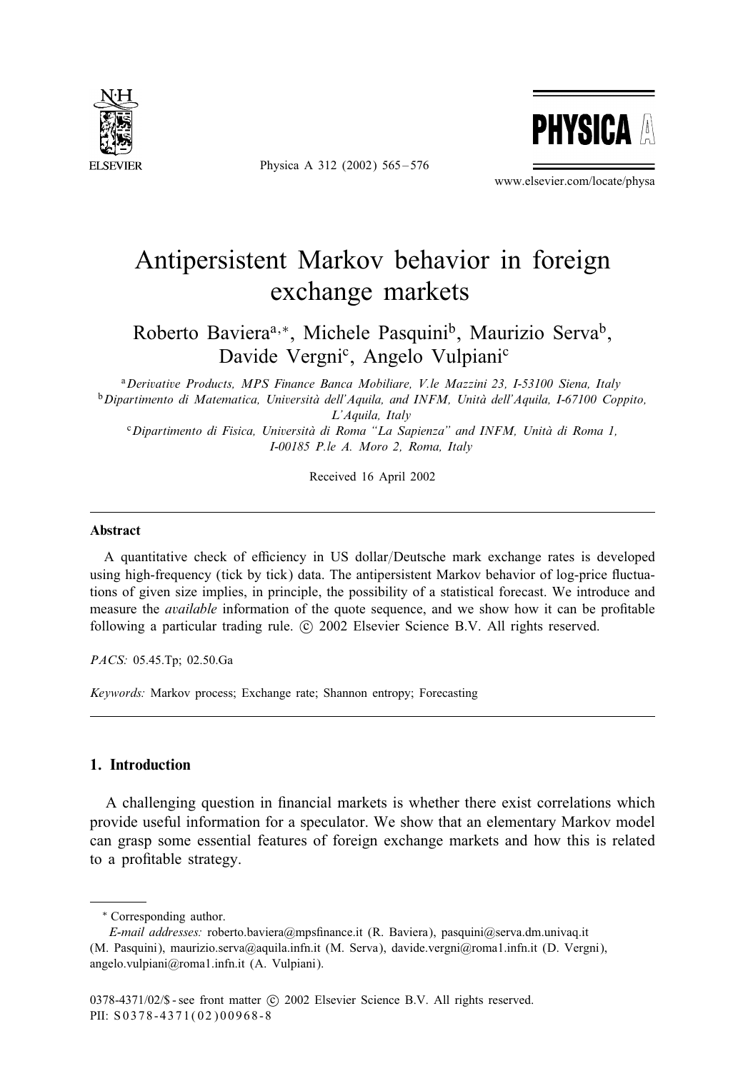# Antipersistent Markov behavior in foreign exchange markets

Roberto Baviera[a,*], Michele Pasquini[b], Maurizio Serva[b], Davide Vergni[c], Angelo Vulpiani[c]

[a] *Derivative Products, MPS Finance Banca Mobiliare, V.le Mazzini 23, I-53100 Siena, Italy*

[b] *Dipartimento di Matematica, Università dell'Aquila, and INFM, Unità dell'Aquila, I-67100 Coppito, L'Aquila, Italy*

[c] *Dipartimento di Fisica, Università di Roma "La Sapienza" and INFM, Unità di Roma 1, I-00185 P.le A. Moro 2, Roma, Italy*

Received 16 April 2002

## Abstract

A quantitative check of efficiency in US dollar/Deutsche mark exchange rates is developed using high-frequency (tick by tick) data. The antipersistent Markov behavior of log-price fluctuations of given size implies, in principle, the possibility of a statistical forecast. We introduce and measure the *available* information of the quote sequence, and we show how it can be profitable following a particular trading rule. © 2002 Elsevier Science B.V. All rights reserved.

*PACS:* 05.45.Tp; 02.50.Ga

*Keywords:* Markov process; Exchange rate; Shannon entropy; Forecasting

## 1. Introduction

A challenging question in financial markets is whether there exist correlations which provide useful information for a speculator. We show that an elementary Markov model can grasp some essential features of foreign exchange markets and how this is related to a profitable strategy.

---

* Corresponding author.

*E-mail addresses:* roberto.baviera@mpsfinance.it (R. Baviera), pasquini@serva.dm.univaq.it (M. Pasquini), maurizio.serva@aquila.infn.it (M. Serva), davide.vergni@roma1.infn.it (D. Vergni), angelo.vulpiani@roma1.infn.it (A. Vulpiani).

0378-4371/02/$ - see front matter © 2002 Elsevier Science B.V. All rights reserved.
PII: S0378-4371(02)00968-8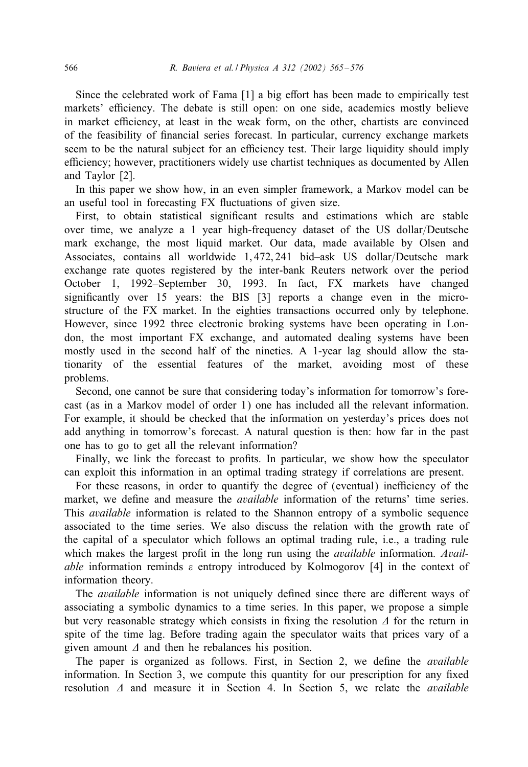Since the celebrated work of Fama [1] a big effort has been made to empirically test markets' efficiency. The debate is still open: on one side, academics mostly believe in market efficiency, at least in the weak form, on the other, chartists are convinced of the feasibility of financial series forecast. In particular, currency exchange markets seem to be the natural subject for an efficiency test. Their large liquidity should imply efficiency; however, practitioners widely use chartist techniques as documented by Allen and Taylor [2].

In this paper we show how, in an even simpler framework, a Markov model can be an useful tool in forecasting FX fluctuations of given size.

First, to obtain statistical significant results and estimations which are stable over time, we analyze a 1 year high-frequency dataset of the US dollar/Deutsche mark exchange, the most liquid market. Our data, made available by Olsen and Associates, contains all worldwide 1,472,241 bid–ask US dollar/Deutsche mark exchange rate quotes registered by the inter-bank Reuters network over the period October 1, 1992–September 30, 1993. In fact, FX markets have changed significantly over 15 years: the BIS [3] reports a change even in the micro-structure of the FX market. In the eighties transactions occurred only by telephone. However, since 1992 three electronic broking systems have been operating in London, the most important FX exchange, and automated dealing systems have been mostly used in the second half of the nineties. A 1-year lag should allow the stationarity of the essential features of the market, avoiding most of these problems.

Second, one cannot be sure that considering today's information for tomorrow's forecast (as in a Markov model of order 1) one has included all the relevant information. For example, it should be checked that the information on yesterday's prices does not add anything in tomorrow's forecast. A natural question is then: how far in the past one has to go to get all the relevant information?

Finally, we link the forecast to profits. In particular, we show how the speculator can exploit this information in an optimal trading strategy if correlations are present.

For these reasons, in order to quantify the degree of (eventual) inefficiency of the market, we define and measure the *available* information of the returns' time series. This *available* information is related to the Shannon entropy of a symbolic sequence associated to the time series. We also discuss the relation with the growth rate of the capital of a speculator which follows an optimal trading rule, i.e., a trading rule which makes the largest profit in the long run using the *available* information. *Available* information reminds $\varepsilon$ entropy introduced by Kolmogorov [4] in the context of information theory.

The *available* information is not uniquely defined since there are different ways of associating a symbolic dynamics to a time series. In this paper, we propose a simple but very reasonable strategy which consists in fixing the resolution $\Delta$ for the return in spite of the time lag. Before trading again the speculator waits that prices vary of a given amount $\Delta$ and then he rebalances his position.

The paper is organized as follows. First, in Section 2, we define the *available* information. In Section 3, we compute this quantity for our prescription for any fixed resolution $\Delta$ and measure it in Section 4. In Section 5, we relate the *available*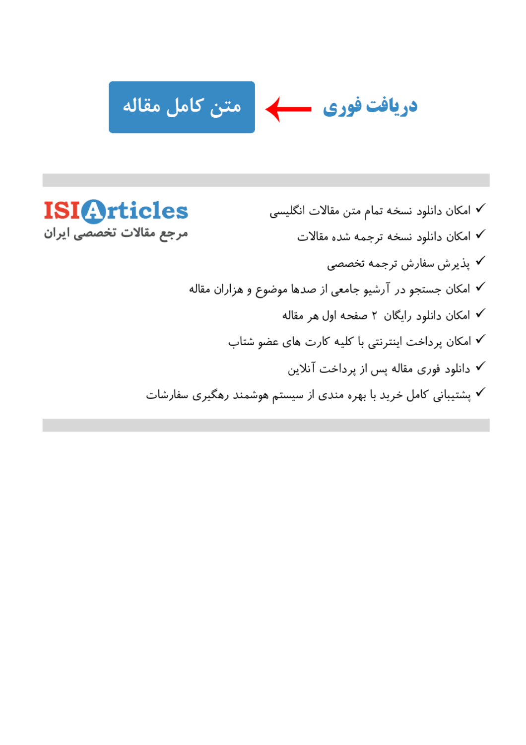دریافت فوری ← **متن کامل مقاله**

ISIArticles
مرجع مقالات تخصصی ایران

- ✓ امکان دانلود نسخه تمام متن مقالات انگلیسی
- ✓ امکان دانلود نسخه ترجمه شده مقالات
- ✓ پذیرش سفارش ترجمه تخصصی
- ✓ امکان جستجو در آرشیو جامعی از صدها موضوع و هزاران مقاله
- ✓ امکان دانلود رایگان ۲ صفحه اول هر مقاله
- ✓ امکان پرداخت اینترنتی با کلیه کارت های عضو شتاب
- ✓ دانلود فوری مقاله پس از پرداخت آنلاین
- ✓ پشتیبانی کامل خرید با بهره مندی از سیستم هوشمند رهگیری سفارشات